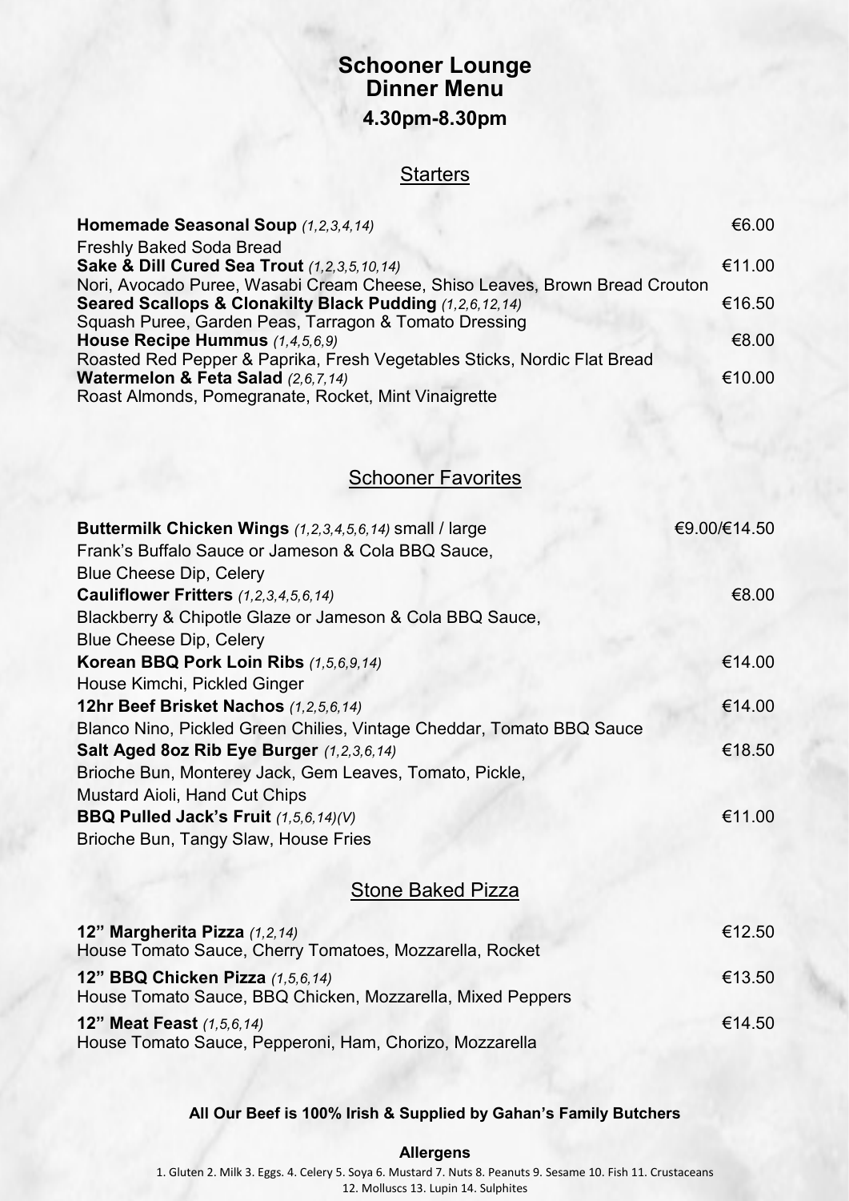# Schooner Lounge
# Dinner Menu
### 4.30pm-8.30pm

## Starters

**Homemade Seasonal Soup** *(1,2,3,4,14)* €6.00
Freshly Baked Soda Bread

**Sake & Dill Cured Sea Trout** *(1,2,3,5,10,14)* €11.00
Nori, Avocado Puree, Wasabi Cream Cheese, Shiso Leaves, Brown Bread Crouton

**Seared Scallops & Clonakilty Black Pudding** *(1,2,6,12,14)* €16.50
Squash Puree, Garden Peas, Tarragon & Tomato Dressing

**House Recipe Hummus** *(1,4,5,6,9)* €8.00
Roasted Red Pepper & Paprika, Fresh Vegetables Sticks, Nordic Flat Bread

**Watermelon & Feta Salad** *(2,6,7,14)* €10.00
Roast Almonds, Pomegranate, Rocket, Mint Vinaigrette

## Schooner Favorites

**Buttermilk Chicken Wings** *(1,2,3,4,5,6,14)* small / large €9.00/€14.50
Frank's Buffalo Sauce or Jameson & Cola BBQ Sauce,
Blue Cheese Dip, Celery

**Cauliflower Fritters** *(1,2,3,4,5,6,14)* €8.00
Blackberry & Chipotle Glaze or Jameson & Cola BBQ Sauce,
Blue Cheese Dip, Celery

**Korean BBQ Pork Loin Ribs** *(1,5,6,9,14)* €14.00
House Kimchi, Pickled Ginger

**12hr Beef Brisket Nachos** *(1,2,5,6,14)* €14.00
Blanco Nino, Pickled Green Chilies, Vintage Cheddar, Tomato BBQ Sauce

**Salt Aged 8oz Rib Eye Burger** *(1,2,3,6,14)* €18.50
Brioche Bun, Monterey Jack, Gem Leaves, Tomato, Pickle,
Mustard Aioli, Hand Cut Chips

**BBQ Pulled Jack's Fruit** *(1,5,6,14)(V)* €11.00
Brioche Bun, Tangy Slaw, House Fries

## Stone Baked Pizza

**12" Margherita Pizza** *(1,2,14)* €12.50
House Tomato Sauce, Cherry Tomatoes, Mozzarella, Rocket

**12" BBQ Chicken Pizza** *(1,5,6,14)* €13.50
House Tomato Sauce, BBQ Chicken, Mozzarella, Mixed Peppers

**12" Meat Feast** *(1,5,6,14)* €14.50
House Tomato Sauce, Pepperoni, Ham, Chorizo, Mozzarella

**All Our Beef is 100% Irish & Supplied by Gahan's Family Butchers**

**Allergens**

1. Gluten 2. Milk 3. Eggs. 4. Celery 5. Soya 6. Mustard 7. Nuts 8. Peanuts 9. Sesame 10. Fish 11. Crustaceans 12. Molluscs 13. Lupin 14. Sulphites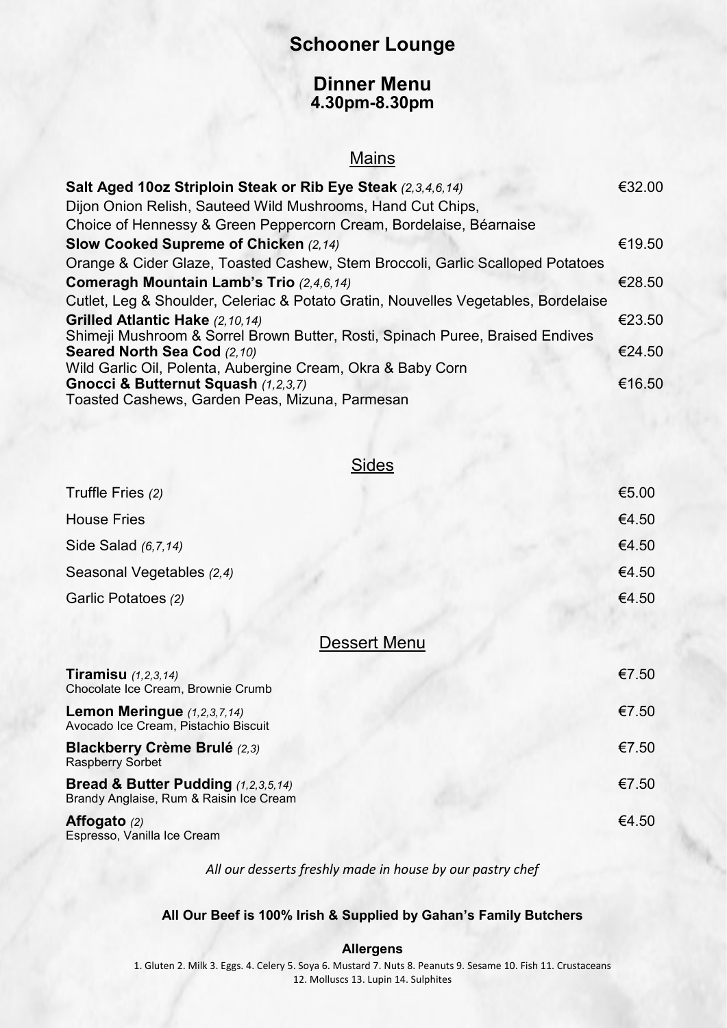# Schooner Lounge

## Dinner Menu
**4.30pm-8.30pm**

### Mains

| | |
|---|---|
| **Salt Aged 10oz Striploin Steak or Rib Eye Steak** *(2,3,4,6,14)*<br>Dijon Onion Relish, Sauteed Wild Mushrooms, Hand Cut Chips,<br>Choice of Hennessy & Green Peppercorn Cream, Bordelaise, Béarnaise | €32.00 |
| **Slow Cooked Supreme of Chicken** *(2,14)*<br>Orange & Cider Glaze, Toasted Cashew, Stem Broccoli, Garlic Scalloped Potatoes | €19.50 |
| **Comeragh Mountain Lamb's Trio** *(2,4,6,14)*<br>Cutlet, Leg & Shoulder, Celeriac & Potato Gratin, Nouvelles Vegetables, Bordelaise | €28.50 |
| **Grilled Atlantic Hake** *(2,10,14)*<br>Shimeji Mushroom & Sorrel Brown Butter, Rosti, Spinach Puree, Braised Endives | €23.50 |
| **Seared North Sea Cod** *(2,10)*<br>Wild Garlic Oil, Polenta, Aubergine Cream, Okra & Baby Corn | €24.50 |
| **Gnocci & Butternut Squash** *(1,2,3,7)*<br>Toasted Cashews, Garden Peas, Mizuna, Parmesan | €16.50 |

### Sides

| | |
|---|---|
| Truffle Fries *(2)* | €5.00 |
| House Fries | €4.50 |
| Side Salad *(6,7,14)* | €4.50 |
| Seasonal Vegetables *(2,4)* | €4.50 |
| Garlic Potatoes *(2)* | €4.50 |

### Dessert Menu

| | |
|---|---|
| **Tiramisu** *(1,2,3,14)*<br>Chocolate Ice Cream, Brownie Crumb | €7.50 |
| **Lemon Meringue** *(1,2,3,7,14)*<br>Avocado Ice Cream, Pistachio Biscuit | €7.50 |
| **Blackberry Crème Brulé** *(2,3)*<br>Raspberry Sorbet | €7.50 |
| **Bread & Butter Pudding** *(1,2,3,5,14)*<br>Brandy Anglaise, Rum & Raisin Ice Cream | €7.50 |
| **Affogato** *(2)*<br>Espresso, Vanilla Ice Cream | €4.50 |

*All our desserts freshly made in house by our pastry chef*

**All Our Beef is 100% Irish & Supplied by Gahan's Family Butchers**

**Allergens**

1. Gluten 2. Milk 3. Eggs. 4. Celery 5. Soya 6. Mustard 7. Nuts 8. Peanuts 9. Sesame 10. Fish 11. Crustaceans 12. Molluscs 13. Lupin 14. Sulphites